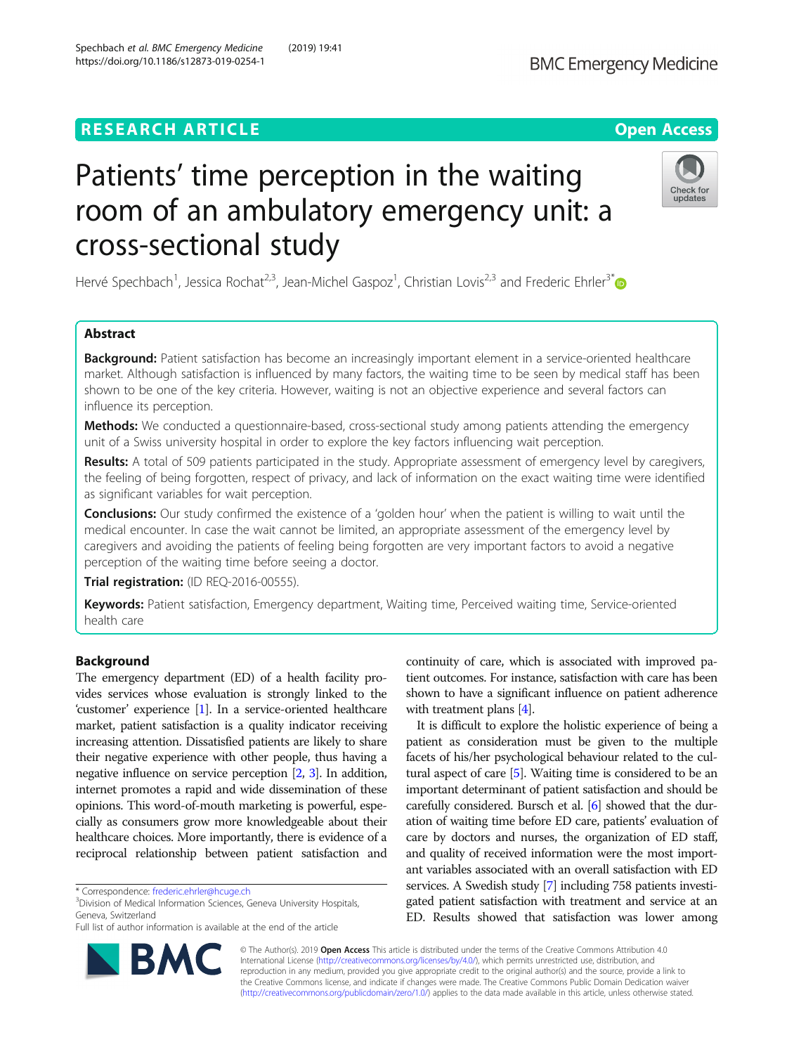RESEARCH ARTICLE

Open Access

# Patients' time perception in the waiting room of an ambulatory emergency unit: a cross-sectional study

Hervé Spechbach[1], Jessica Rochat[2,3], Jean-Michel Gaspoz[1], Christian Lovis[2,3] and Frederic Ehrler[3*]

## Abstract

**Background:** Patient satisfaction has become an increasingly important element in a service-oriented healthcare market. Although satisfaction is influenced by many factors, the waiting time to be seen by medical staff has been shown to be one of the key criteria. However, waiting is not an objective experience and several factors can influence its perception.

**Methods:** We conducted a questionnaire-based, cross-sectional study among patients attending the emergency unit of a Swiss university hospital in order to explore the key factors influencing wait perception.

**Results:** A total of 509 patients participated in the study. Appropriate assessment of emergency level by caregivers, the feeling of being forgotten, respect of privacy, and lack of information on the exact waiting time were identified as significant variables for wait perception.

**Conclusions:** Our study confirmed the existence of a 'golden hour' when the patient is willing to wait until the medical encounter. In case the wait cannot be limited, an appropriate assessment of the emergency level by caregivers and avoiding the patients of feeling being forgotten are very important factors to avoid a negative perception of the waiting time before seeing a doctor.

**Trial registration:** (ID REQ-2016-00555).

**Keywords:** Patient satisfaction, Emergency department, Waiting time, Perceived waiting time, Service-oriented health care

## Background

The emergency department (ED) of a health facility provides services whose evaluation is strongly linked to the 'customer' experience [1]. In a service-oriented healthcare market, patient satisfaction is a quality indicator receiving increasing attention. Dissatisfied patients are likely to share their negative experience with other people, thus having a negative influence on service perception [2, 3]. In addition, internet promotes a rapid and wide dissemination of these opinions. This word-of-mouth marketing is powerful, especially as consumers grow more knowledgeable about their healthcare choices. More importantly, there is evidence of a reciprocal relationship between patient satisfaction and continuity of care, which is associated with improved patient outcomes. For instance, satisfaction with care has been shown to have a significant influence on patient adherence with treatment plans [4].

It is difficult to explore the holistic experience of being a patient as consideration must be given to the multiple facets of his/her psychological behaviour related to the cultural aspect of care [5]. Waiting time is considered to be an important determinant of patient satisfaction and should be carefully considered. Bursch et al. [6] showed that the duration of waiting time before ED care, patients' evaluation of care by doctors and nurses, the organization of ED staff, and quality of received information were the most important variables associated with an overall satisfaction with ED services. A Swedish study [7] including 758 patients investigated patient satisfaction with treatment and service at an ED. Results showed that satisfaction was lower among

\* Correspondence: frederic.ehrler@hcuge.ch
[3]Division of Medical Information Sciences, Geneva University Hospitals, Geneva, Switzerland
Full list of author information is available at the end of the article

© The Author(s). 2019 **Open Access** This article is distributed under the terms of the Creative Commons Attribution 4.0 International License (http://creativecommons.org/licenses/by/4.0/), which permits unrestricted use, distribution, and reproduction in any medium, provided you give appropriate credit to the original author(s) and the source, provide a link to the Creative Commons license, and indicate if changes were made. The Creative Commons Public Domain Dedication waiver (http://creativecommons.org/publicdomain/zero/1.0/) applies to the data made available in this article, unless otherwise stated.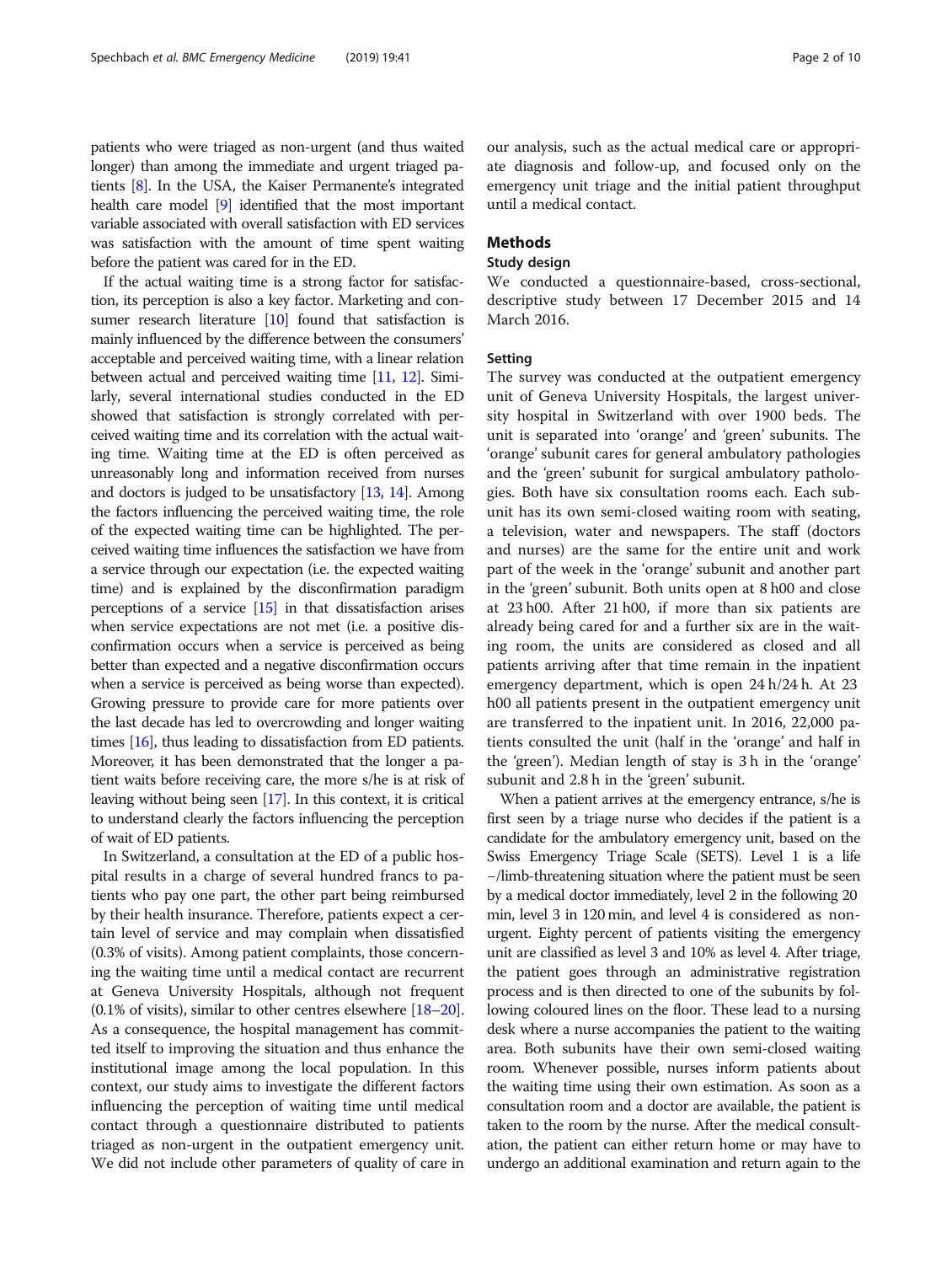patients who were triaged as non-urgent (and thus waited longer) than among the immediate and urgent triaged patients [8]. In the USA, the Kaiser Permanente's integrated health care model [9] identified that the most important variable associated with overall satisfaction with ED services was satisfaction with the amount of time spent waiting before the patient was cared for in the ED.

If the actual waiting time is a strong factor for satisfaction, its perception is also a key factor. Marketing and consumer research literature [10] found that satisfaction is mainly influenced by the difference between the consumers' acceptable and perceived waiting time, with a linear relation between actual and perceived waiting time [11, 12]. Similarly, several international studies conducted in the ED showed that satisfaction is strongly correlated with perceived waiting time and its correlation with the actual waiting time. Waiting time at the ED is often perceived as unreasonably long and information received from nurses and doctors is judged to be unsatisfactory [13, 14]. Among the factors influencing the perceived waiting time, the role of the expected waiting time can be highlighted. The perceived waiting time influences the satisfaction we have from a service through our expectation (i.e. the expected waiting time) and is explained by the disconfirmation paradigm perceptions of a service [15] in that dissatisfaction arises when service expectations are not met (i.e. a positive disconfirmation occurs when a service is perceived as being better than expected and a negative disconfirmation occurs when a service is perceived as being worse than expected). Growing pressure to provide care for more patients over the last decade has led to overcrowding and longer waiting times [16], thus leading to dissatisfaction from ED patients. Moreover, it has been demonstrated that the longer a patient waits before receiving care, the more s/he is at risk of leaving without being seen [17]. In this context, it is critical to understand clearly the factors influencing the perception of wait of ED patients.

In Switzerland, a consultation at the ED of a public hospital results in a charge of several hundred francs to patients who pay one part, the other part being reimbursed by their health insurance. Therefore, patients expect a certain level of service and may complain when dissatisfied (0.3% of visits). Among patient complaints, those concerning the waiting time until a medical contact are recurrent at Geneva University Hospitals, although not frequent (0.1% of visits), similar to other centres elsewhere [18–20]. As a consequence, the hospital management has committed itself to improving the situation and thus enhance the institutional image among the local population. In this context, our study aims to investigate the different factors influencing the perception of waiting time until medical contact through a questionnaire distributed to patients triaged as non-urgent in the outpatient emergency unit. We did not include other parameters of quality of care in our analysis, such as the actual medical care or appropriate diagnosis and follow-up, and focused only on the emergency unit triage and the initial patient throughput until a medical contact.

## Methods

### Study design

We conducted a questionnaire-based, cross-sectional, descriptive study between 17 December 2015 and 14 March 2016.

### Setting

The survey was conducted at the outpatient emergency unit of Geneva University Hospitals, the largest university hospital in Switzerland with over 1900 beds. The unit is separated into 'orange' and 'green' subunits. The 'orange' subunit cares for general ambulatory pathologies and the 'green' subunit for surgical ambulatory pathologies. Both have six consultation rooms each. Each subunit has its own semi-closed waiting room with seating, a television, water and newspapers. The staff (doctors and nurses) are the same for the entire unit and work part of the week in the 'orange' subunit and another part in the 'green' subunit. Both units open at 8 h00 and close at 23 h00. After 21 h00, if more than six patients are already being cared for and a further six are in the waiting room, the units are considered as closed and all patients arriving after that time remain in the inpatient emergency department, which is open 24 h/24 h. At 23 h00 all patients present in the outpatient emergency unit are transferred to the inpatient unit. In 2016, 22,000 patients consulted the unit (half in the 'orange' and half in the 'green'). Median length of stay is 3 h in the 'orange' subunit and 2.8 h in the 'green' subunit.

When a patient arrives at the emergency entrance, s/he is first seen by a triage nurse who decides if the patient is a candidate for the ambulatory emergency unit, based on the Swiss Emergency Triage Scale (SETS). Level 1 is a life-/limb-threatening situation where the patient must be seen by a medical doctor immediately, level 2 in the following 20 min, level 3 in 120 min, and level 4 is considered as non-urgent. Eighty percent of patients visiting the emergency unit are classified as level 3 and 10% as level 4. After triage, the patient goes through an administrative registration process and is then directed to one of the subunits by following coloured lines on the floor. These lead to a nursing desk where a nurse accompanies the patient to the waiting area. Both subunits have their own semi-closed waiting room. Whenever possible, nurses inform patients about the waiting time using their own estimation. As soon as a consultation room and a doctor are available, the patient is taken to the room by the nurse. After the medical consultation, the patient can either return home or may have to undergo an additional examination and return again to the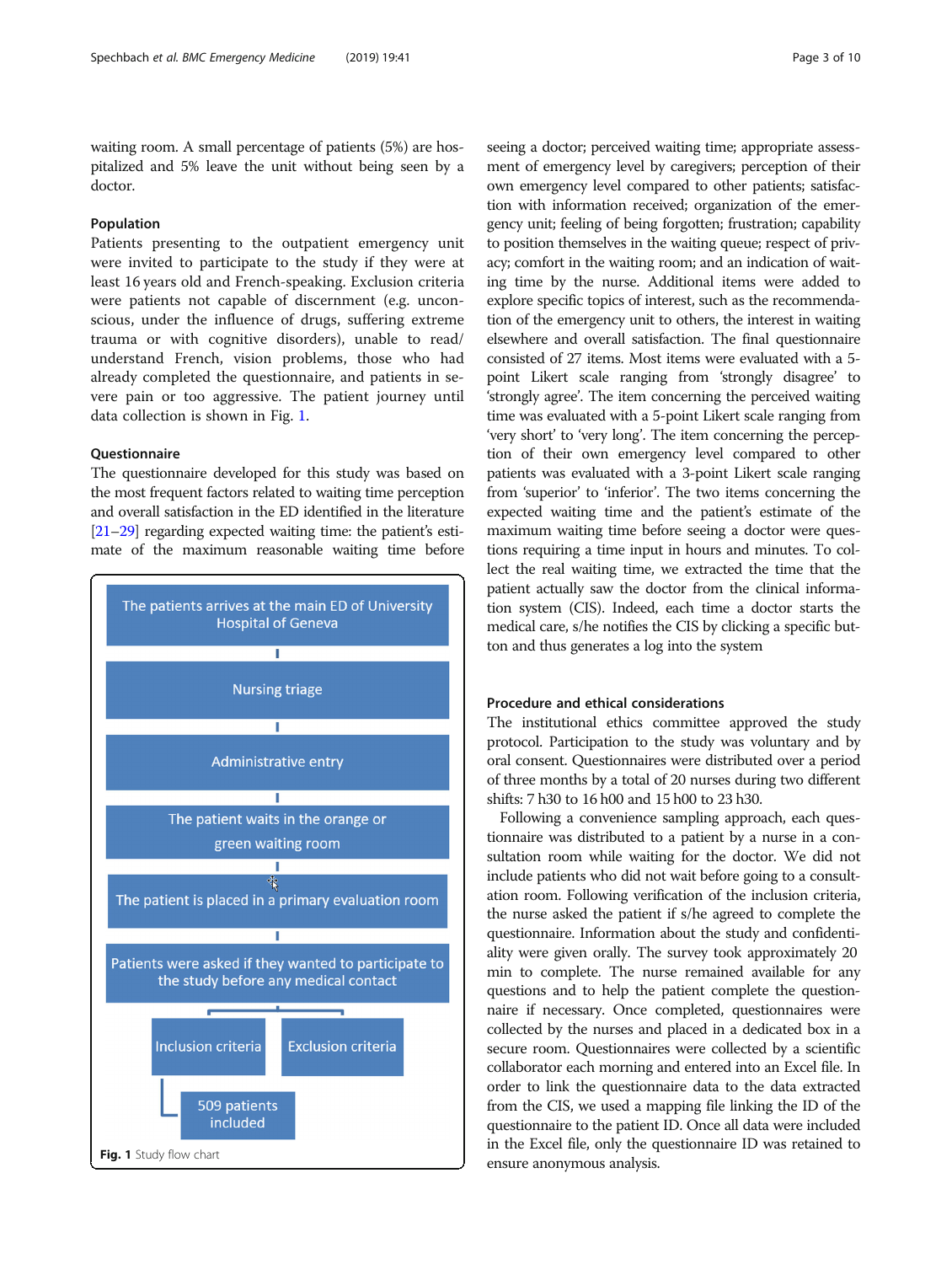waiting room. A small percentage of patients (5%) are hospitalized and 5% leave the unit without being seen by a doctor.

### Population

Patients presenting to the outpatient emergency unit were invited to participate to the study if they were at least 16 years old and French-speaking. Exclusion criteria were patients not capable of discernment (e.g. unconscious, under the influence of drugs, suffering extreme trauma or with cognitive disorders), unable to read/understand French, vision problems, those who had already completed the questionnaire, and patients in severe pain or too aggressive. The patient journey until data collection is shown in Fig. 1.

### Questionnaire

The questionnaire developed for this study was based on the most frequent factors related to waiting time perception and overall satisfaction in the ED identified in the literature [21–29] regarding expected waiting time: the patient's estimate of the maximum reasonable waiting time before seeing a doctor; perceived waiting time; appropriate assessment of emergency level by caregivers; perception of their own emergency level compared to other patients; satisfaction with information received; organization of the emergency unit; feeling of being forgotten; frustration; capability to position themselves in the waiting queue; respect of privacy; comfort in the waiting room; and an indication of waiting time by the nurse. Additional items were added to explore specific topics of interest, such as the recommendation of the emergency unit to others, the interest in waiting elsewhere and overall satisfaction. The final questionnaire consisted of 27 items. Most items were evaluated with a 5-point Likert scale ranging from 'strongly disagree' to 'strongly agree'. The item concerning the perceived waiting time was evaluated with a 5-point Likert scale ranging from 'very short' to 'very long'. The item concerning the perception of their own emergency level compared to other patients was evaluated with a 3-point Likert scale ranging from 'superior' to 'inferior'. The two items concerning the expected waiting time and the patient's estimate of the maximum waiting time before seeing a doctor were questions requiring a time input in hours and minutes. To collect the real waiting time, we extracted the time that the patient actually saw the doctor from the clinical information system (CIS). Indeed, each time a doctor starts the medical care, s/he notifies the CIS by clicking a specific button and thus generates a log into the system

The patients arrives at the main ED of University Hospital of Geneva

Nursing triage

Administrative entry

The patient waits in the orange or green waiting room

The patient is placed in a primary evaluation room

Patients were asked if they wanted to participate to the study before any medical contact

Inclusion criteria | Exclusion criteria

509 patients included

**Fig. 1** Study flow chart

### Procedure and ethical considerations

The institutional ethics committee approved the study protocol. Participation to the study was voluntary and by oral consent. Questionnaires were distributed over a period of three months by a total of 20 nurses during two different shifts: 7 h30 to 16 h00 and 15 h00 to 23 h30.

Following a convenience sampling approach, each questionnaire was distributed to a patient by a nurse in a consultation room while waiting for the doctor. We did not include patients who did not wait before going to a consultation room. Following verification of the inclusion criteria, the nurse asked the patient if s/he agreed to complete the questionnaire. Information about the study and confidentiality were given orally. The survey took approximately 20 min to complete. The nurse remained available for any questions and to help the patient complete the questionnaire if necessary. Once completed, questionnaires were collected by the nurses and placed in a dedicated box in a secure room. Questionnaires were collected by a scientific collaborator each morning and entered into an Excel file. In order to link the questionnaire data to the data extracted from the CIS, we used a mapping file linking the ID of the questionnaire to the patient ID. Once all data were included in the Excel file, only the questionnaire ID was retained to ensure anonymous analysis.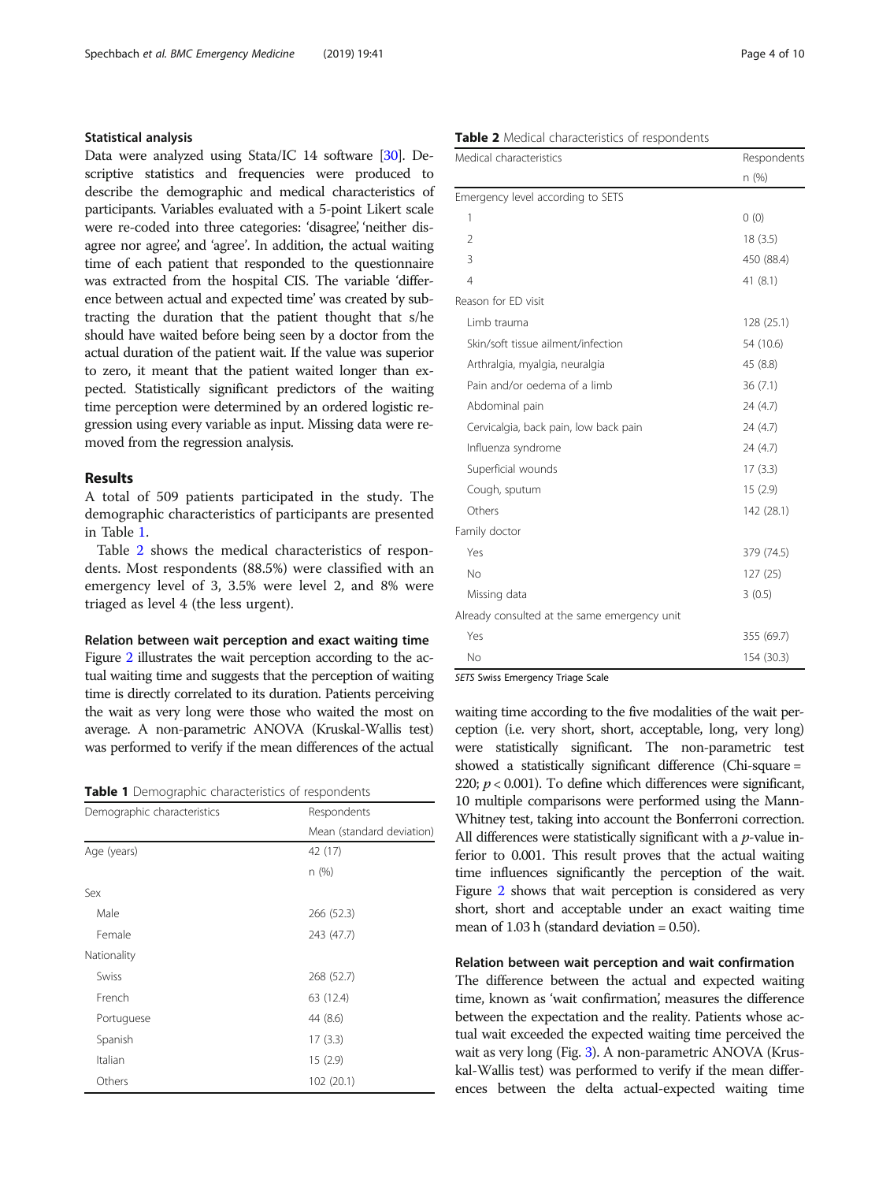### Statistical analysis

Data were analyzed using Stata/IC 14 software [30]. Descriptive statistics and frequencies were produced to describe the demographic and medical characteristics of participants. Variables evaluated with a 5-point Likert scale were re-coded into three categories: 'disagree', 'neither disagree nor agree', and 'agree'. In addition, the actual waiting time of each patient that responded to the questionnaire was extracted from the hospital CIS. The variable 'difference between actual and expected time' was created by subtracting the duration that the patient thought that s/he should have waited before being seen by a doctor from the actual duration of the patient wait. If the value was superior to zero, it meant that the patient waited longer than expected. Statistically significant predictors of the waiting time perception were determined by an ordered logistic regression using every variable as input. Missing data were removed from the regression analysis.

## Results

A total of 509 patients participated in the study. The demographic characteristics of participants are presented in Table 1.

Table 2 shows the medical characteristics of respondents. Most respondents (88.5%) were classified with an emergency level of 3, 3.5% were level 2, and 8% were triaged as level 4 (the less urgent).

### Relation between wait perception and exact waiting time

Figure 2 illustrates the wait perception according to the actual waiting time and suggests that the perception of waiting time is directly correlated to its duration. Patients perceiving the wait as very long were those who waited the most on average. A non-parametric ANOVA (Kruskal-Wallis test) was performed to verify if the mean differences of the actual waiting time according to the five modalities of the wait perception (i.e. very short, short, acceptable, long, very long) were statistically significant. The non-parametric test showed a statistically significant difference (Chi-square = 220; $p < 0.001$). To define which differences were significant, 10 multiple comparisons were performed using the Mann-Whitney test, taking into account the Bonferroni correction. All differences were statistically significant with a $p$-value inferior to 0.001. This result proves that the actual waiting time influences significantly the perception of the wait. Figure 2 shows that wait perception is considered as very short, short and acceptable under an exact waiting time mean of 1.03 h (standard deviation = 0.50).

**Table 1** Demographic characteristics of respondents

| Demographic characteristics | Respondents |
|---|---|
| | Mean (standard deviation) |
| Age (years) | 42 (17) |
| | n (%) |
| Sex | |
| Male | 266 (52.3) |
| Female | 243 (47.7) |
| Nationality | |
| Swiss | 268 (52.7) |
| French | 63 (12.4) |
| Portuguese | 44 (8.6) |
| Spanish | 17 (3.3) |
| Italian | 15 (2.9) |
| Others | 102 (20.1) |

**Table 2** Medical characteristics of respondents

| Medical characteristics | Respondents n (%) |
|---|---|
| Emergency level according to SETS | |
| 1 | 0 (0) |
| 2 | 18 (3.5) |
| 3 | 450 (88.4) |
| 4 | 41 (8.1) |
| Reason for ED visit | |
| Limb trauma | 128 (25.1) |
| Skin/soft tissue ailment/infection | 54 (10.6) |
| Arthralgia, myalgia, neuralgia | 45 (8.8) |
| Pain and/or oedema of a limb | 36 (7.1) |
| Abdominal pain | 24 (4.7) |
| Cervicalgia, back pain, low back pain | 24 (4.7) |
| Influenza syndrome | 24 (4.7) |
| Superficial wounds | 17 (3.3) |
| Cough, sputum | 15 (2.9) |
| Others | 142 (28.1) |
| Family doctor | |
| Yes | 379 (74.5) |
| No | 127 (25) |
| Missing data | 3 (0.5) |
| Already consulted at the same emergency unit | |
| Yes | 355 (69.7) |
| No | 154 (30.3) |

*SETS* Swiss Emergency Triage Scale

### Relation between wait perception and wait confirmation

The difference between the actual and expected waiting time, known as 'wait confirmation', measures the difference between the expectation and the reality. Patients whose actual wait exceeded the expected waiting time perceived the wait as very long (Fig. 3). A non-parametric ANOVA (Kruskal-Wallis test) was performed to verify if the mean differences between the delta actual-expected waiting time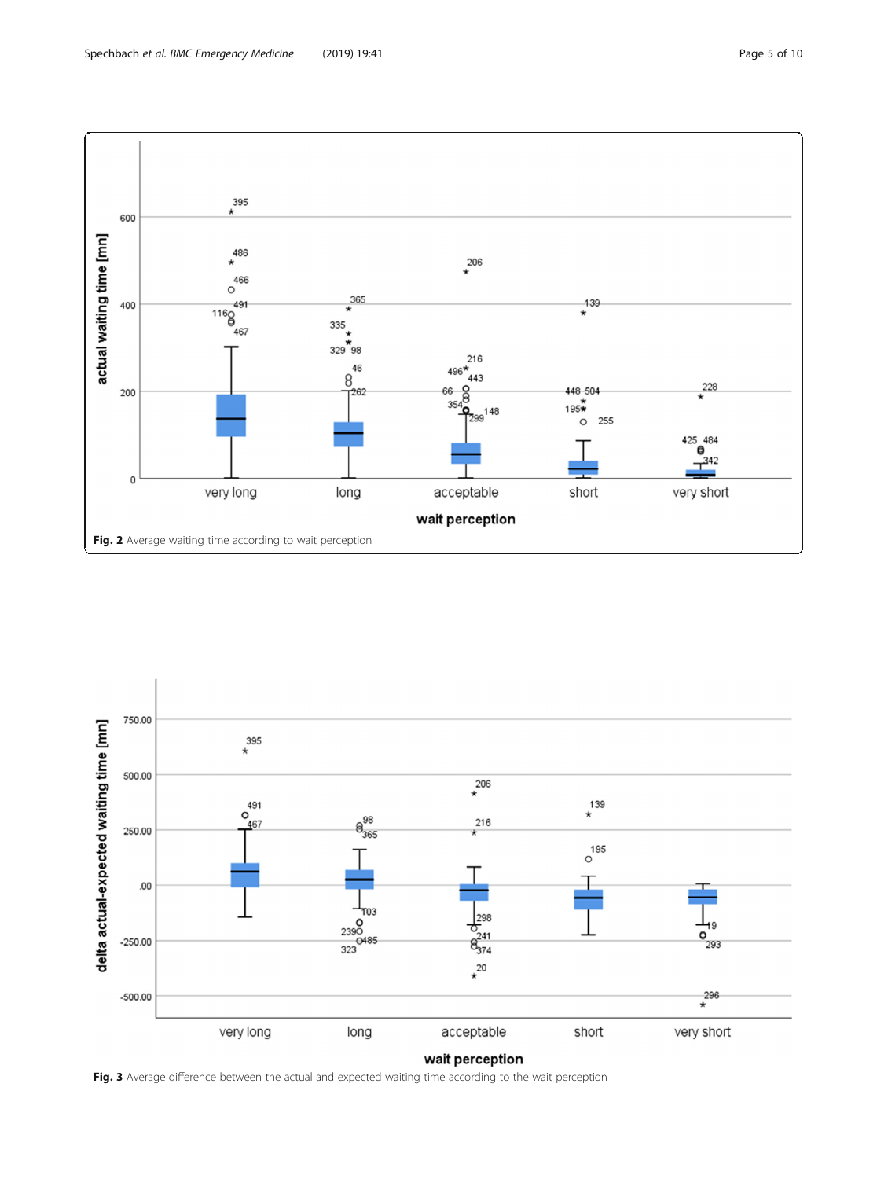Fig. 2 Average waiting time according to wait perception

Fig. 3 Average difference between the actual and expected waiting time according to the wait perception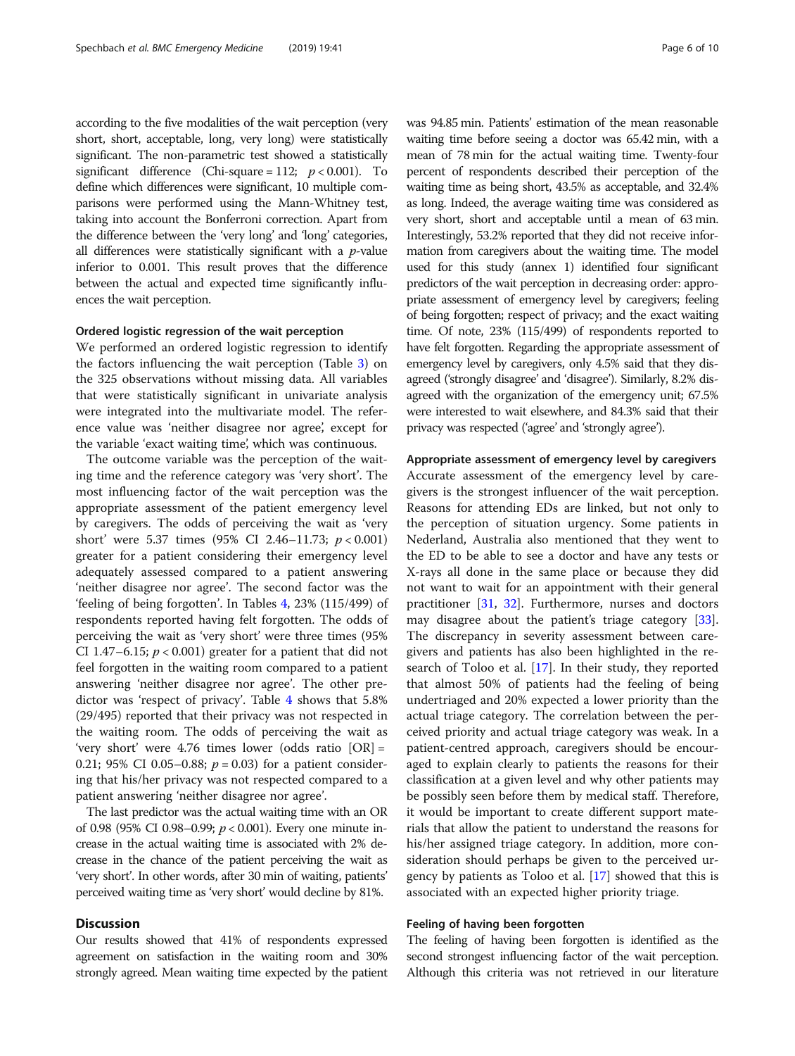according to the five modalities of the wait perception (very short, short, acceptable, long, very long) were statistically significant. The non-parametric test showed a statistically significant difference (Chi-square = 112; $p < 0.001$). To define which differences were significant, 10 multiple comparisons were performed using the Mann-Whitney test, taking into account the Bonferroni correction. Apart from the difference between the 'very long' and 'long' categories, all differences were statistically significant with a $p$-value inferior to 0.001. This result proves that the difference between the actual and expected time significantly influences the wait perception.

### Ordered logistic regression of the wait perception

We performed an ordered logistic regression to identify the factors influencing the wait perception (Table 3) on the 325 observations without missing data. All variables that were statistically significant in univariate analysis were integrated into the multivariate model. The reference value was 'neither disagree nor agree', except for the variable 'exact waiting time', which was continuous.

The outcome variable was the perception of the waiting time and the reference category was 'very short'. The most influencing factor of the wait perception was the appropriate assessment of the patient emergency level by caregivers. The odds of perceiving the wait as 'very short' were 5.37 times (95% CI 2.46–11.73; $p < 0.001$) greater for a patient considering their emergency level adequately assessed compared to a patient answering 'neither disagree nor agree'. The second factor was the 'feeling of being forgotten'. In Tables 4, 23% (115/499) of respondents reported having felt forgotten. The odds of perceiving the wait as 'very short' were three times (95% CI 1.47–6.15; $p < 0.001$) greater for a patient that did not feel forgotten in the waiting room compared to a patient answering 'neither disagree nor agree'. The other predictor was 'respect of privacy'. Table 4 shows that 5.8% (29/495) reported that their privacy was not respected in the waiting room. The odds of perceiving the wait as 'very short' were 4.76 times lower (odds ratio [OR] = 0.21; 95% CI 0.05–0.88; $p = 0.03$) for a patient considering that his/her privacy was not respected compared to a patient answering 'neither disagree nor agree'.

The last predictor was the actual waiting time with an OR of 0.98 (95% CI 0.98–0.99; $p < 0.001$). Every one minute increase in the actual waiting time is associated with 2% decrease in the chance of the patient perceiving the wait as 'very short'. In other words, after 30 min of waiting, patients' perceived waiting time as 'very short' would decline by 81%.

## Discussion

Our results showed that 41% of respondents expressed agreement on satisfaction in the waiting room and 30% strongly agreed. Mean waiting time expected by the patient was 94.85 min. Patients' estimation of the mean reasonable waiting time before seeing a doctor was 65.42 min, with a mean of 78 min for the actual waiting time. Twenty-four percent of respondents described their perception of the waiting time as being short, 43.5% as acceptable, and 32.4% as long. Indeed, the average waiting time was considered as very short, short and acceptable until a mean of 63 min. Interestingly, 53.2% reported that they did not receive information from caregivers about the waiting time. The model used for this study (annex 1) identified four significant predictors of the wait perception in decreasing order: appropriate assessment of emergency level by caregivers; feeling of being forgotten; respect of privacy; and the exact waiting time. Of note, 23% (115/499) of respondents reported to have felt forgotten. Regarding the appropriate assessment of emergency level by caregivers, only 4.5% said that they disagreed ('strongly disagree' and 'disagree'). Similarly, 8.2% disagreed with the organization of the emergency unit; 67.5% were interested to wait elsewhere, and 84.3% said that their privacy was respected ('agree' and 'strongly agree').

### Appropriate assessment of emergency level by caregivers

Accurate assessment of the emergency level by caregivers is the strongest influencer of the wait perception. Reasons for attending EDs are linked, but not only to the perception of situation urgency. Some patients in Nederland, Australia also mentioned that they went to the ED to be able to see a doctor and have any tests or X-rays all done in the same place or because they did not want to wait for an appointment with their general practitioner [31, 32]. Furthermore, nurses and doctors may disagree about the patient's triage category [33]. The discrepancy in severity assessment between caregivers and patients has also been highlighted in the research of Toloo et al. [17]. In their study, they reported that almost 50% of patients had the feeling of being undertriaged and 20% expected a lower priority than the actual triage category. The correlation between the perceived priority and actual triage category was weak. In a patient-centred approach, caregivers should be encouraged to explain clearly to patients the reasons for their classification at a given level and why other patients may be possibly seen before them by medical staff. Therefore, it would be important to create different support materials that allow the patient to understand the reasons for his/her assigned triage category. In addition, more consideration should perhaps be given to the perceived urgency by patients as Toloo et al. [17] showed that this is associated with an expected higher priority triage.

### Feeling of having been forgotten

The feeling of having been forgotten is identified as the second strongest influencing factor of the wait perception. Although this criteria was not retrieved in our literature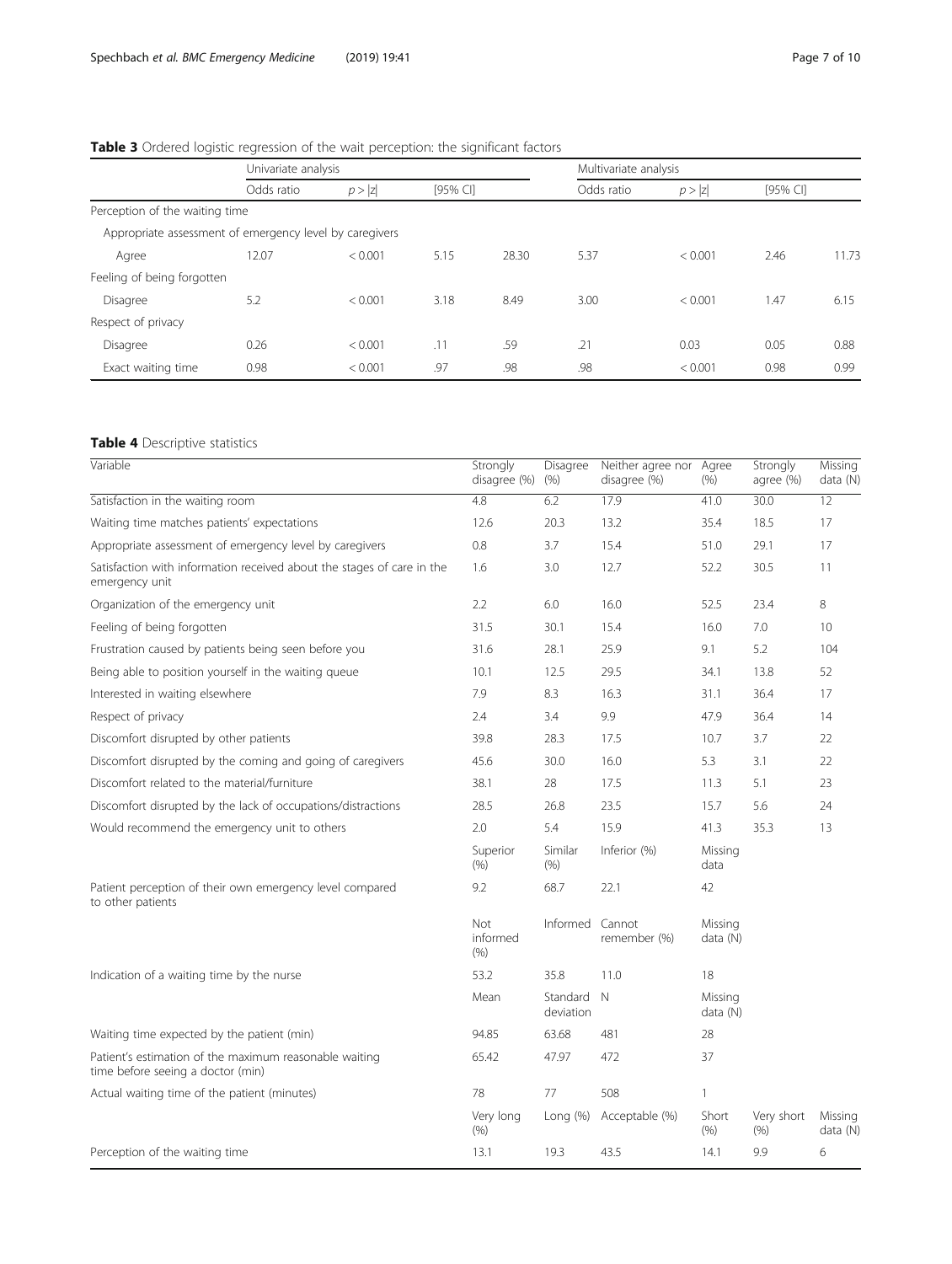**Table 3** Ordered logistic regression of the wait perception: the significant factors

| | Univariate analysis | | | | Multivariate analysis | | | |
|---|---|---|---|---|---|---|---|---|
| | Odds ratio | p > \|z\| | [95% CI] | | Odds ratio | p > \|z\| | [95% CI] | |
| Perception of the waiting time | | | | | | | | |
| Appropriate assessment of emergency level by caregivers | | | | | | | | |
| Agree | 12.07 | < 0.001 | 5.15 | 28.30 | 5.37 | < 0.001 | 2.46 | 11.73 |
| Feeling of being forgotten | | | | | | | | |
| Disagree | 5.2 | < 0.001 | 3.18 | 8.49 | 3.00 | < 0.001 | 1.47 | 6.15 |
| Respect of privacy | | | | | | | | |
| Disagree | 0.26 | < 0.001 | .11 | .59 | .21 | 0.03 | 0.05 | 0.88 |
| Exact waiting time | 0.98 | < 0.001 | .97 | .98 | .98 | < 0.001 | 0.98 | 0.99 |

**Table 4** Descriptive statistics

| Variable | Strongly disagree (%) | Disagree (%) | Neither agree nor disagree (%) | Agree (%) | Strongly agree (%) | Missing data (N) |
|---|---|---|---|---|---|---|
| Satisfaction in the waiting room | 4.8 | 6.2 | 17.9 | 41.0 | 30.0 | 12 |
| Waiting time matches patients' expectations | 12.6 | 20.3 | 13.2 | 35.4 | 18.5 | 17 |
| Appropriate assessment of emergency level by caregivers | 0.8 | 3.7 | 15.4 | 51.0 | 29.1 | 17 |
| Satisfaction with information received about the stages of care in the emergency unit | 1.6 | 3.0 | 12.7 | 52.2 | 30.5 | 11 |
| Organization of the emergency unit | 2.2 | 6.0 | 16.0 | 52.5 | 23.4 | 8 |
| Feeling of being forgotten | 31.5 | 30.1 | 15.4 | 16.0 | 7.0 | 10 |
| Frustration caused by patients being seen before you | 31.6 | 28.1 | 25.9 | 9.1 | 5.2 | 104 |
| Being able to position yourself in the waiting queue | 10.1 | 12.5 | 29.5 | 34.1 | 13.8 | 52 |
| Interested in waiting elsewhere | 7.9 | 8.3 | 16.3 | 31.1 | 36.4 | 17 |
| Respect of privacy | 2.4 | 3.4 | 9.9 | 47.9 | 36.4 | 14 |
| Discomfort disrupted by other patients | 39.8 | 28.3 | 17.5 | 10.7 | 3.7 | 22 |
| Discomfort disrupted by the coming and going of caregivers | 45.6 | 30.0 | 16.0 | 5.3 | 3.1 | 22 |
| Discomfort related to the material/furniture | 38.1 | 28 | 17.5 | 11.3 | 5.1 | 23 |
| Discomfort disrupted by the lack of occupations/distractions | 28.5 | 26.8 | 23.5 | 15.7 | 5.6 | 24 |
| Would recommend the emergency unit to others | 2.0 | 5.4 | 15.9 | 41.3 | 35.3 | 13 |
| | Superior (%) | Similar (%) | Inferior (%) | Missing data | | |
| Patient perception of their own emergency level compared to other patients | 9.2 | 68.7 | 22.1 | 42 | | |
| | Not informed (%) | Informed | Cannot remember (%) | Missing data (N) | | |
| Indication of a waiting time by the nurse | 53.2 | 35.8 | 11.0 | 18 | | |
| | Mean | Standard deviation | N | Missing data (N) | | |
| Waiting time expected by the patient (min) | 94.85 | 63.68 | 481 | 28 | | |
| Patient's estimation of the maximum reasonable waiting time before seeing a doctor (min) | 65.42 | 47.97 | 472 | 37 | | |
| Actual waiting time of the patient (minutes) | 78 | 77 | 508 | 1 | | |
| | Very long (%) | Long (%) | Acceptable (%) | Short (%) | Very short (%) | Missing data (N) |
| Perception of the waiting time | 13.1 | 19.3 | 43.5 | 14.1 | 9.9 | 6 |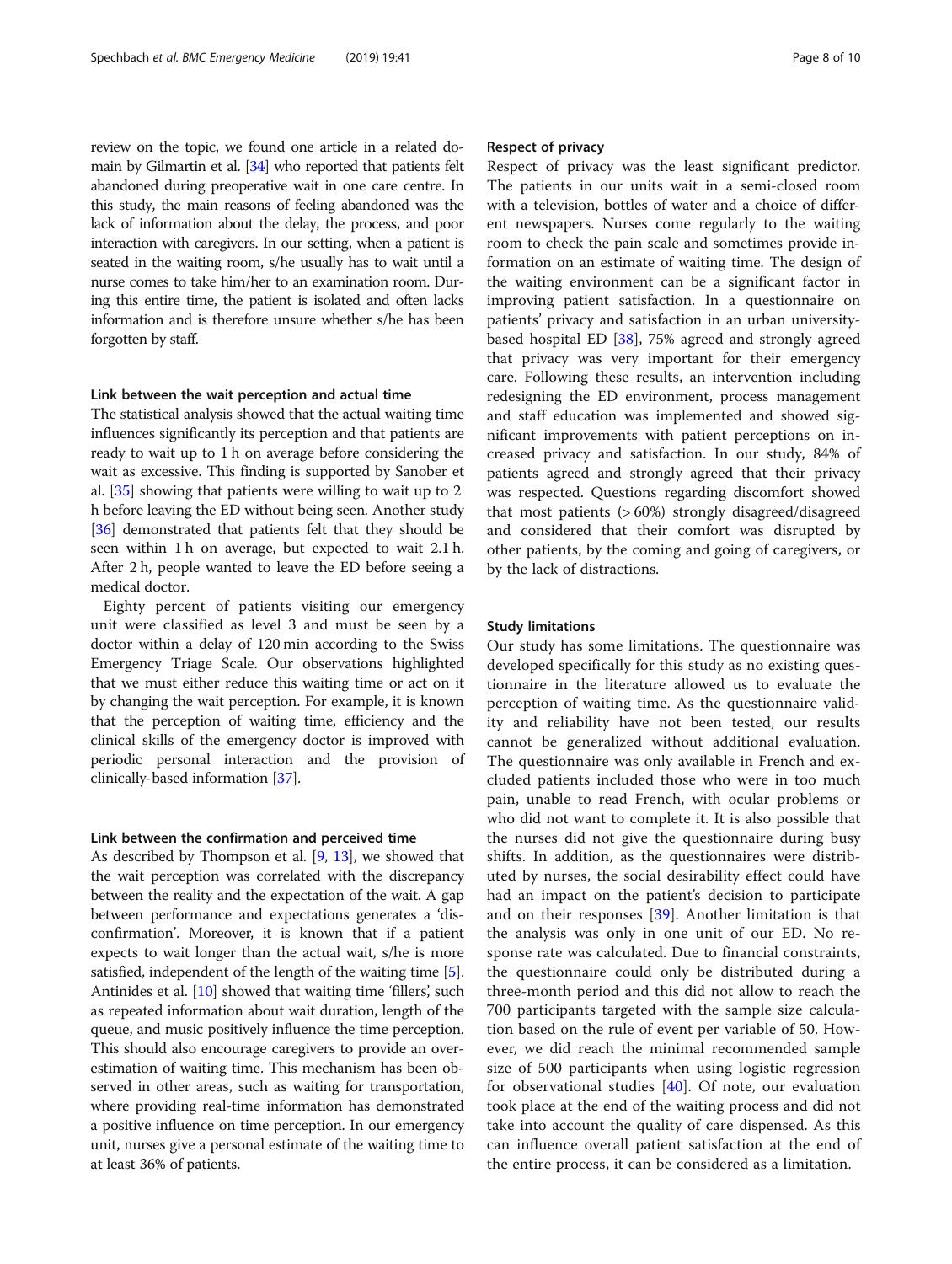review on the topic, we found one article in a related domain by Gilmartin et al. [34] who reported that patients felt abandoned during preoperative wait in one care centre. In this study, the main reasons of feeling abandoned was the lack of information about the delay, the process, and poor interaction with caregivers. In our setting, when a patient is seated in the waiting room, s/he usually has to wait until a nurse comes to take him/her to an examination room. During this entire time, the patient is isolated and often lacks information and is therefore unsure whether s/he has been forgotten by staff.

#### Link between the wait perception and actual time

The statistical analysis showed that the actual waiting time influences significantly its perception and that patients are ready to wait up to 1 h on average before considering the wait as excessive. This finding is supported by Sanober et al. [35] showing that patients were willing to wait up to 2 h before leaving the ED without being seen. Another study [36] demonstrated that patients felt that they should be seen within 1 h on average, but expected to wait 2.1 h. After 2 h, people wanted to leave the ED before seeing a medical doctor.

Eighty percent of patients visiting our emergency unit were classified as level 3 and must be seen by a doctor within a delay of 120 min according to the Swiss Emergency Triage Scale. Our observations highlighted that we must either reduce this waiting time or act on it by changing the wait perception. For example, it is known that the perception of waiting time, efficiency and the clinical skills of the emergency doctor is improved with periodic personal interaction and the provision of clinically-based information [37].

#### Link between the confirmation and perceived time

As described by Thompson et al. [9, 13], we showed that the wait perception was correlated with the discrepancy between the reality and the expectation of the wait. A gap between performance and expectations generates a 'disconfirmation'. Moreover, it is known that if a patient expects to wait longer than the actual wait, s/he is more satisfied, independent of the length of the waiting time [5]. Antinides et al. [10] showed that waiting time 'fillers', such as repeated information about wait duration, length of the queue, and music positively influence the time perception. This should also encourage caregivers to provide an overestimation of waiting time. This mechanism has been observed in other areas, such as waiting for transportation, where providing real-time information has demonstrated a positive influence on time perception. In our emergency unit, nurses give a personal estimate of the waiting time to at least 36% of patients.

#### Respect of privacy

Respect of privacy was the least significant predictor. The patients in our units wait in a semi-closed room with a television, bottles of water and a choice of different newspapers. Nurses come regularly to the waiting room to check the pain scale and sometimes provide information on an estimate of waiting time. The design of the waiting environment can be a significant factor in improving patient satisfaction. In a questionnaire on patients' privacy and satisfaction in an urban university-based hospital ED [38], 75% agreed and strongly agreed that privacy was very important for their emergency care. Following these results, an intervention including redesigning the ED environment, process management and staff education was implemented and showed significant improvements with patient perceptions on increased privacy and satisfaction. In our study, 84% of patients agreed and strongly agreed that their privacy was respected. Questions regarding discomfort showed that most patients (> 60%) strongly disagreed/disagreed and considered that their comfort was disrupted by other patients, by the coming and going of caregivers, or by the lack of distractions.

#### Study limitations

Our study has some limitations. The questionnaire was developed specifically for this study as no existing questionnaire in the literature allowed us to evaluate the perception of waiting time. As the questionnaire validity and reliability have not been tested, our results cannot be generalized without additional evaluation. The questionnaire was only available in French and excluded patients included those who were in too much pain, unable to read French, with ocular problems or who did not want to complete it. It is also possible that the nurses did not give the questionnaire during busy shifts. In addition, as the questionnaires were distributed by nurses, the social desirability effect could have had an impact on the patient's decision to participate and on their responses [39]. Another limitation is that the analysis was only in one unit of our ED. No response rate was calculated. Due to financial constraints, the questionnaire could only be distributed during a three-month period and this did not allow to reach the 700 participants targeted with the sample size calculation based on the rule of event per variable of 50. However, we did reach the minimal recommended sample size of 500 participants when using logistic regression for observational studies [40]. Of note, our evaluation took place at the end of the waiting process and did not take into account the quality of care dispensed. As this can influence overall patient satisfaction at the end of the entire process, it can be considered as a limitation.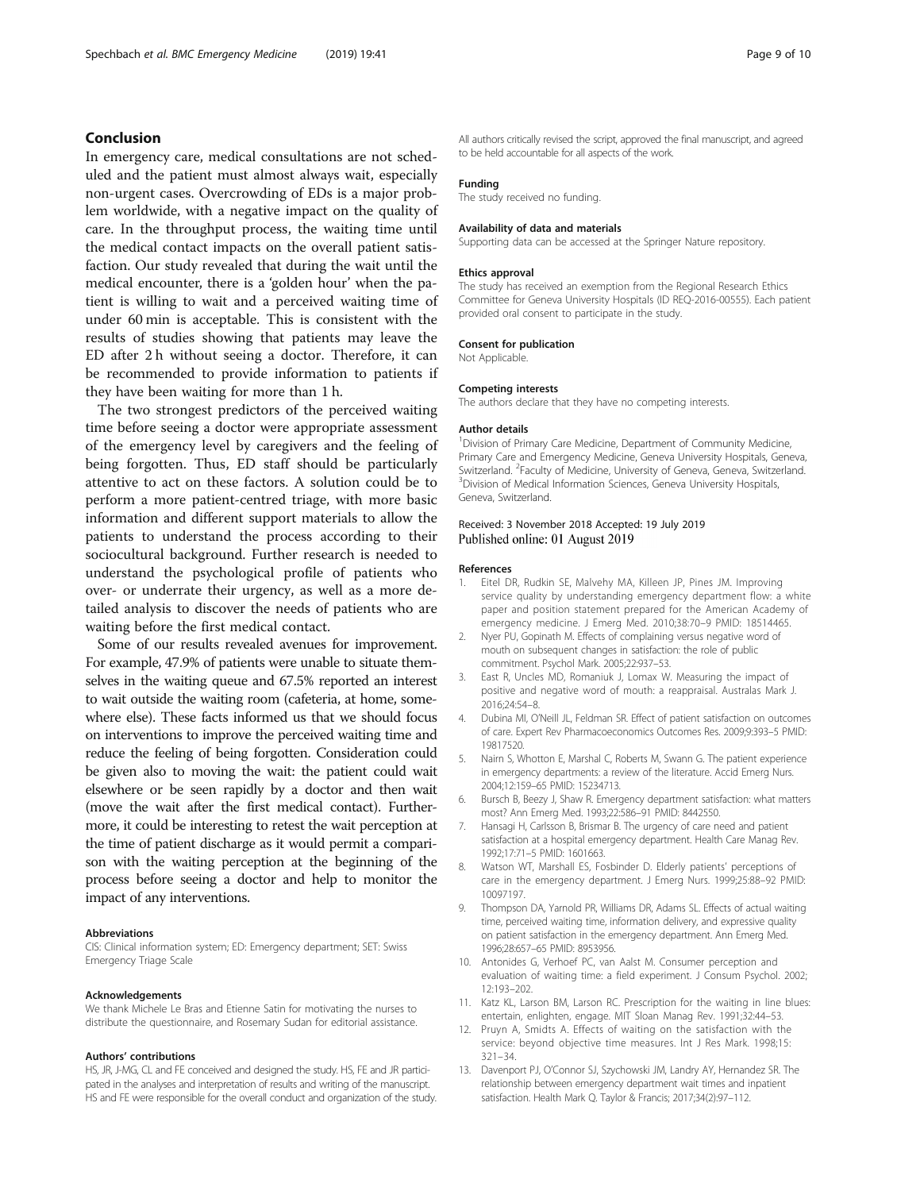## Conclusion

In emergency care, medical consultations are not scheduled and the patient must almost always wait, especially non-urgent cases. Overcrowding of EDs is a major problem worldwide, with a negative impact on the quality of care. In the throughput process, the waiting time until the medical contact impacts on the overall patient satisfaction. Our study revealed that during the wait until the medical encounter, there is a 'golden hour' when the patient is willing to wait and a perceived waiting time of under 60 min is acceptable. This is consistent with the results of studies showing that patients may leave the ED after 2 h without seeing a doctor. Therefore, it can be recommended to provide information to patients if they have been waiting for more than 1 h.

The two strongest predictors of the perceived waiting time before seeing a doctor were appropriate assessment of the emergency level by caregivers and the feeling of being forgotten. Thus, ED staff should be particularly attentive to act on these factors. A solution could be to perform a more patient-centred triage, with more basic information and different support materials to allow the patients to understand the process according to their sociocultural background. Further research is needed to understand the psychological profile of patients who over- or underrate their urgency, as well as a more detailed analysis to discover the needs of patients who are waiting before the first medical contact.

Some of our results revealed avenues for improvement. For example, 47.9% of patients were unable to situate themselves in the waiting queue and 67.5% reported an interest to wait outside the waiting room (cafeteria, at home, somewhere else). These facts informed us that we should focus on interventions to improve the perceived waiting time and reduce the feeling of being forgotten. Consideration could be given also to moving the wait: the patient could wait elsewhere or be seen rapidly by a doctor and then wait (move the wait after the first medical contact). Furthermore, it could be interesting to retest the wait perception at the time of patient discharge as it would permit a comparison with the waiting perception at the beginning of the process before seeing a doctor and help to monitor the impact of any interventions.

#### Abbreviations

CIS: Clinical information system; ED: Emergency department; SET: Swiss Emergency Triage Scale

#### Acknowledgements

We thank Michele Le Bras and Etienne Satin for motivating the nurses to distribute the questionnaire, and Rosemary Sudan for editorial assistance.

#### Authors' contributions

HS, JR, J-MG, CL and FE conceived and designed the study. HS, FE and JR participated in the analyses and interpretation of results and writing of the manuscript. HS and FE were responsible for the overall conduct and organization of the study. All authors critically revised the script, approved the final manuscript, and agreed to be held accountable for all aspects of the work.

#### Funding

The study received no funding.

#### Availability of data and materials

Supporting data can be accessed at the Springer Nature repository.

#### Ethics approval

The study has received an exemption from the Regional Research Ethics Committee for Geneva University Hospitals (ID REQ-2016-00555). Each patient provided oral consent to participate in the study.

#### Consent for publication

Not Applicable.

#### Competing interests

The authors declare that they have no competing interests.

#### Author details

[1]Division of Primary Care Medicine, Department of Community Medicine, Primary Care and Emergency Medicine, Geneva University Hospitals, Geneva, Switzerland. [2]Faculty of Medicine, University of Geneva, Geneva, Switzerland. [3]Division of Medical Information Sciences, Geneva University Hospitals, Geneva, Switzerland.

Received: 3 November 2018 Accepted: 19 July 2019
Published online: 01 August 2019

#### References

1. Eitel DR, Rudkin SE, Malvehy MA, Killeen JP, Pines JM. Improving service quality by understanding emergency department flow: a white paper and position statement prepared for the American Academy of emergency medicine. J Emerg Med. 2010;38:70–9 PMID: 18514465.
2. Nyer PU, Gopinath M. Effects of complaining versus negative word of mouth on subsequent changes in satisfaction: the role of public commitment. Psychol Mark. 2005;22:937–53.
3. East R, Uncles MD, Romaniuk J, Lomax W. Measuring the impact of positive and negative word of mouth: a reappraisal. Australas Mark J. 2016;24:54–8.
4. Dubina MI, O'Neill JL, Feldman SR. Effect of patient satisfaction on outcomes of care. Expert Rev Pharmacoeconomics Outcomes Res. 2009;9:393–5 PMID: 19817520.
5. Nairn S, Whotton E, Marshal C, Roberts M, Swann G. The patient experience in emergency departments: a review of the literature. Accid Emerg Nurs. 2004;12:159–65 PMID: 15234713.
6. Bursch B, Beezy J, Shaw R. Emergency department satisfaction: what matters most? Ann Emerg Med. 1993;22:586–91 PMID: 8442550.
7. Hansagi H, Carlsson B, Brismar B. The urgency of care need and patient satisfaction at a hospital emergency department. Health Care Manag Rev. 1992;17:71–5 PMID: 1601663.
8. Watson WT, Marshall ES, Fosbinder D. Elderly patients' perceptions of care in the emergency department. J Emerg Nurs. 1999;25:88–92 PMID: 10097197.
9. Thompson DA, Yarnold PR, Williams DR, Adams SL. Effects of actual waiting time, perceived waiting time, information delivery, and expressive quality on patient satisfaction in the emergency department. Ann Emerg Med. 1996;28:657–65 PMID: 8953956.
10. Antonides G, Verhoef PC, van Aalst M. Consumer perception and evaluation of waiting time: a field experiment. J Consum Psychol. 2002; 12:193–202.
11. Katz KL, Larson BM, Larson RC. Prescription for the waiting in line blues: entertain, enlighten, engage. MIT Sloan Manag Rev. 1991;32:44–53.
12. Pruyn A, Smidts A. Effects of waiting on the satisfaction with the service: beyond objective time measures. Int J Res Mark. 1998;15: 321–34.
13. Davenport PJ, O'Connor SJ, Szychowski JM, Landry AY, Hernandez SR. The relationship between emergency department wait times and inpatient satisfaction. Health Mark Q. Taylor & Francis; 2017;34(2):97–112.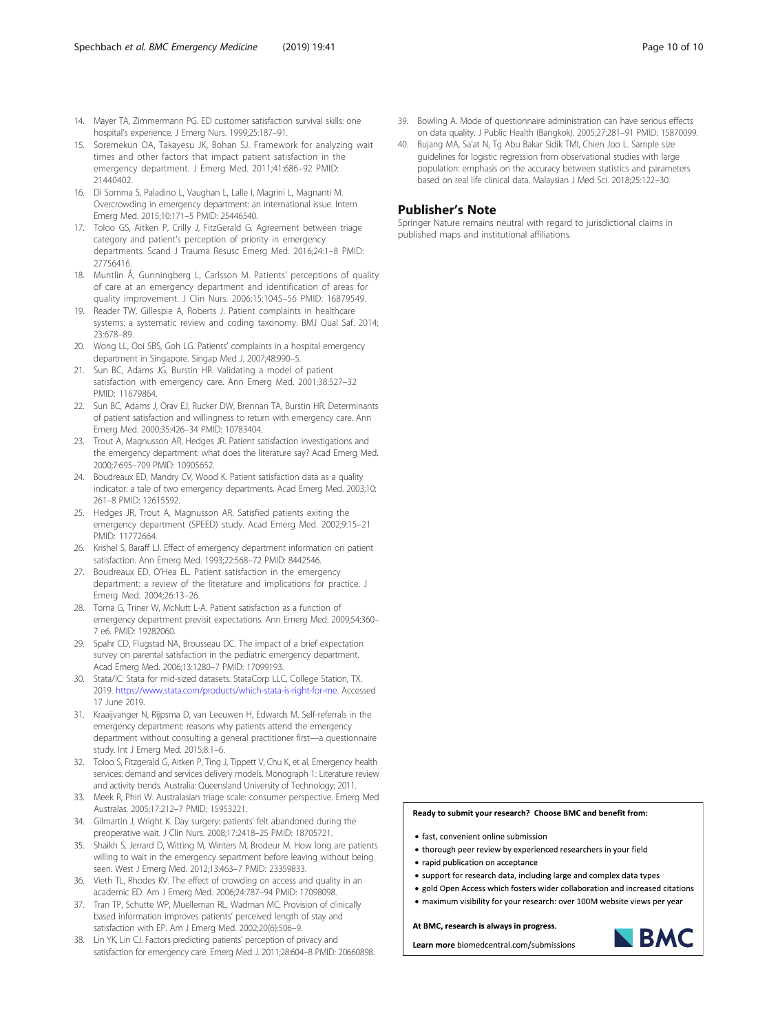14. Mayer TA, Zimmermann PG. ED customer satisfaction survival skills: one hospital's experience. J Emerg Nurs. 1999;25:187–91.
15. Soremekun OA, Takayesu JK, Bohan SJ. Framework for analyzing wait times and other factors that impact patient satisfaction in the emergency department. J Emerg Med. 2011;41:686–92 PMID: 21440402.
16. Di Somma S, Paladino L, Vaughan L, Lalle I, Magrini L, Magnanti M. Overcrowding in emergency department: an international issue. Intern Emerg Med. 2015;10:171–5 PMID: 25446540.
17. Toloo GS, Aitken P, Crilly J, FitzGerald G. Agreement between triage category and patient's perception of priority in emergency departments. Scand J Trauma Resusc Emerg Med. 2016;24:1–8 PMID: 27756416.
18. Muntlin Å, Gunningberg L, Carlsson M. Patients' perceptions of quality of care at an emergency department and identification of areas for quality improvement. J Clin Nurs. 2006;15:1045–56 PMID: 16879549.
19. Reader TW, Gillespie A, Roberts J. Patient complaints in healthcare systems: a systematic review and coding taxonomy. BMJ Qual Saf. 2014;23:678–89.
20. Wong LL, Ooi SBS, Goh LG. Patients' complaints in a hospital emergency department in Singapore. Singap Med J. 2007;48:990–5.
21. Sun BC, Adams JG, Burstin HR. Validating a model of patient satisfaction with emergency care. Ann Emerg Med. 2001;38:527–32 PMID: 11679864.
22. Sun BC, Adams J, Orav EJ, Rucker DW, Brennan TA, Burstin HR. Determinants of patient satisfaction and willingness to return with emergency care. Ann Emerg Med. 2000;35:426–34 PMID: 10783404.
23. Trout A, Magnusson AR, Hedges JR. Patient satisfaction investigations and the emergency department: what does the literature say? Acad Emerg Med. 2000;7:695–709 PMID: 10905652.
24. Boudreaux ED, Mandry CV, Wood K. Patient satisfaction data as a quality indicator: a tale of two emergency departments. Acad Emerg Med. 2003;10:261–8 PMID: 12615592.
25. Hedges JR, Trout A, Magnusson AR. Satisfied patients exiting the emergency department (SPEED) study. Acad Emerg Med. 2002;9:15–21 PMID: 11772664.
26. Krishel S, Baraff LJ. Effect of emergency department information on patient satisfaction. Ann Emerg Med. 1993;22:568–72 PMID: 8442546.
27. Boudreaux ED, O'Hea EL. Patient satisfaction in the emergency department: a review of the literature and implications for practice. J Emerg Med. 2004;26:13–26.
28. Toma G, Triner W, McNutt L-A. Patient satisfaction as a function of emergency department previsit expectations. Ann Emerg Med. 2009;54:360–7 e6. PMID: 19282060.
29. Spahr CD, Flugstad NA, Brousseau DC. The impact of a brief expectation survey on parental satisfaction in the pediatric emergency department. Acad Emerg Med. 2006;13:1280–7 PMID: 17099193.
30. Stata/IC: Stata for mid-sized datasets. StataCorp LLC, College Station, TX. 2019. https://www.stata.com/products/which-stata-is-right-for-me. Accessed 17 June 2019.
31. Kraaijvanger N, Rijpsma D, van Leeuwen H, Edwards M. Self-referrals in the emergency department: reasons why patients attend the emergency department without consulting a general practitioner first—a questionnaire study. Int J Emerg Med. 2015;8:1–6.
32. Toloo S, Fitzgerald G, Aitken P, Ting J, Tippett V, Chu K, et al. Emergency health services: demand and services delivery models. Monograph 1: Literature review and activity trends. Australia: Queensland University of Technology; 2011.
33. Meek R, Phiri W. Australasian triage scale: consumer perspective. Emerg Med Australas. 2005;17:212–7 PMID: 15953221.
34. Gilmartin J, Wright K. Day surgery: patients' felt abandoned during the preoperative wait. J Clin Nurs. 2008;17:2418–25 PMID: 18705721.
35. Shaikh S, Jerrard D, Witting M, Winters M, Brodeur M. How long are patients willing to wait in the emergency separtment before leaving without being seen. West J Emerg Med. 2012;13:463–7 PMID: 23359833.
36. Vieth TL, Rhodes KV. The effect of crowding on access and quality in an academic ED. Am J Emerg Med. 2006;24:787–94 PMID: 17098098.
37. Tran TP, Schutte WP, Muelleman RL, Wadman MC. Provision of clinically based information improves patients' perceived length of stay and satisfaction with EP. Am J Emerg Med. 2002;20(6):506–9.
38. Lin YK, Lin CJ. Factors predicting patients' perception of privacy and satisfaction for emergency care. Emerg Med J. 2011;28:604–8 PMID: 20660898.
39. Bowling A. Mode of questionnaire administration can have serious effects on data quality. J Public Health (Bangkok). 2005;27:281–91 PMID: 15870099.
40. Bujang MA, Sa'at N, Tg Abu Bakar Sidik TMI, Chien Joo L. Sample size guidelines for logistic regression from observational studies with large population: emphasis on the accuracy between statistics and parameters based on real life clinical data. Malaysian J Med Sci. 2018;25:122–30.

## Publisher's Note

Springer Nature remains neutral with regard to jurisdictional claims in published maps and institutional affiliations.

**Ready to submit your research? Choose BMC and benefit from:**

- fast, convenient online submission
- thorough peer review by experienced researchers in your field
- rapid publication on acceptance
- support for research data, including large and complex data types
- gold Open Access which fosters wider collaboration and increased citations
- maximum visibility for your research: over 100M website views per year

**At BMC, research is always in progress.**

**Learn more** biomedcentral.com/submissions

BMC